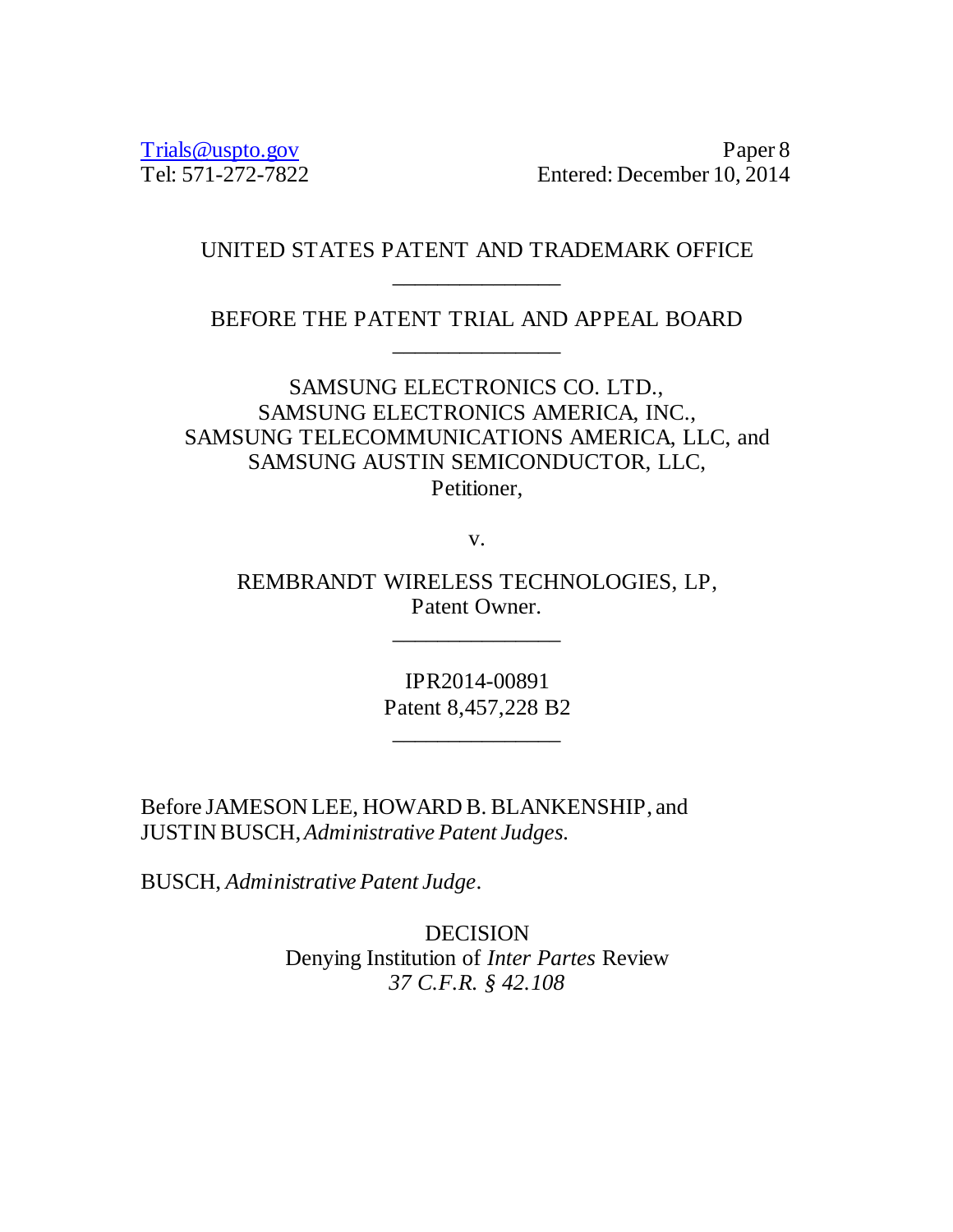Trials@uspto.gov
Tel: 571-272-7822

Paper 8
Entered: December 10, 2014

UNITED STATES PATENT AND TRADEMARK OFFICE

---

BEFORE THE PATENT TRIAL AND APPEAL BOARD

---

SAMSUNG ELECTRONICS CO. LTD.,
SAMSUNG ELECTRONICS AMERICA, INC.,
SAMSUNG TELECOMMUNICATIONS AMERICA, LLC, and
SAMSUNG AUSTIN SEMICONDUCTOR, LLC,
Petitioner,

v.

REMBRANDT WIRELESS TECHNOLOGIES, LP,
Patent Owner.

---

IPR2014-00891
Patent 8,457,228 B2

---

Before JAMESON LEE, HOWARD B. BLANKENSHIP, and JUSTIN BUSCH, *Administrative Patent Judges.*

BUSCH, *Administrative Patent Judge*.

DECISION
Denying Institution of *Inter Partes* Review
*37 C.F.R. § 42.108*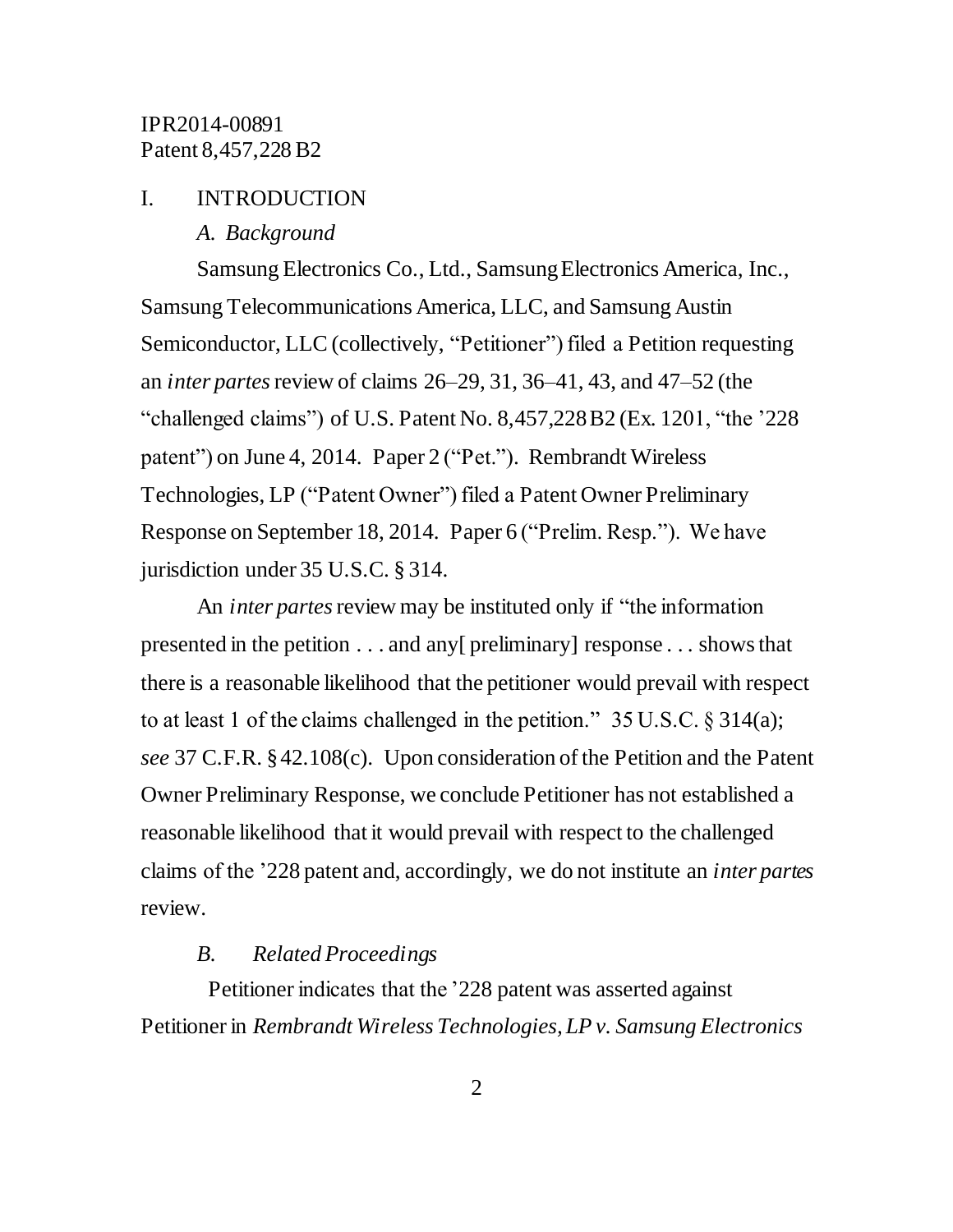## I. INTRODUCTION

### *A. Background*

Samsung Electronics Co., Ltd., Samsung Electronics America, Inc., Samsung Telecommunications America, LLC, and Samsung Austin Semiconductor, LLC (collectively, "Petitioner") filed a Petition requesting an *inter partes* review of claims 26–29, 31, 36–41, 43, and 47–52 (the "challenged claims") of U.S. Patent No. 8,457,228 B2 (Ex. 1201, "the '228 patent") on June 4, 2014. Paper 2 ("Pet."). Rembrandt Wireless Technologies, LP ("Patent Owner") filed a Patent Owner Preliminary Response on September 18, 2014. Paper 6 ("Prelim. Resp."). We have jurisdiction under 35 U.S.C. § 314.

An *inter partes* review may be instituted only if "the information presented in the petition . . . and any[ preliminary] response . . . shows that there is a reasonable likelihood that the petitioner would prevail with respect to at least 1 of the claims challenged in the petition." 35 U.S.C. § 314(a); *see* 37 C.F.R. § 42.108(c). Upon consideration of the Petition and the Patent Owner Preliminary Response, we conclude Petitioner has not established a reasonable likelihood that it would prevail with respect to the challenged claims of the '228 patent and, accordingly, we do not institute an *inter partes* review.

### *B. Related Proceedings*

Petitioner indicates that the '228 patent was asserted against Petitioner in *Rembrandt Wireless Technologies, LP v. Samsung Electronics*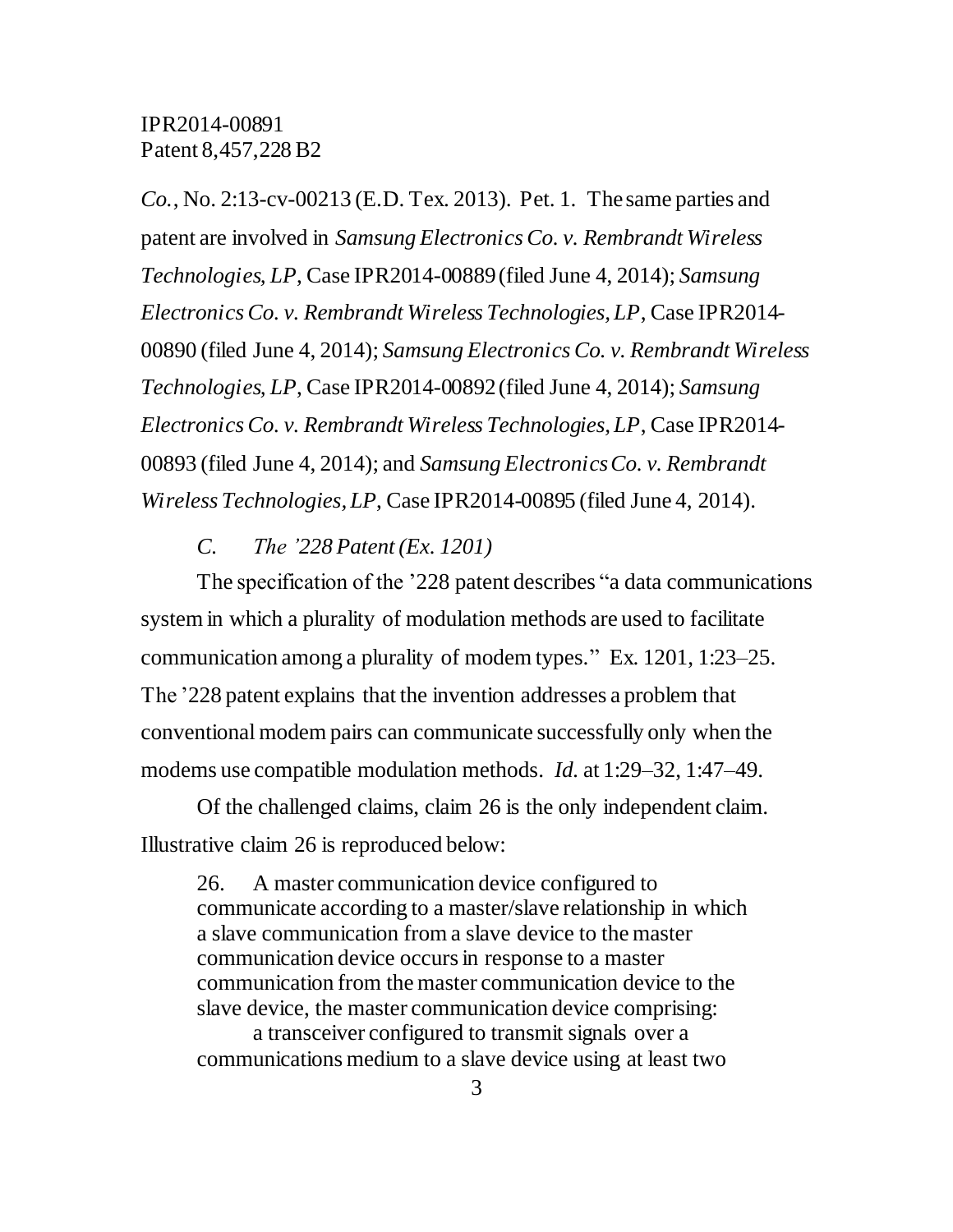*Co.*, No. 2:13-cv-00213 (E.D. Tex. 2013). Pet. 1. The same parties and patent are involved in *Samsung Electronics Co. v. Rembrandt Wireless Technologies, LP*, Case IPR2014-00889 (filed June 4, 2014); *Samsung Electronics Co. v. Rembrandt Wireless Technologies, LP*, Case IPR2014-00890 (filed June 4, 2014); *Samsung Electronics Co. v. Rembrandt Wireless Technologies, LP*, Case IPR2014-00892 (filed June 4, 2014); *Samsung Electronics Co. v. Rembrandt Wireless Technologies, LP*, Case IPR2014-00893 (filed June 4, 2014); and *Samsung Electronics Co. v. Rembrandt Wireless Technologies, LP*, Case IPR2014-00895 (filed June 4, 2014).

### *C. The '228 Patent (Ex. 1201)*

The specification of the '228 patent describes "a data communications system in which a plurality of modulation methods are used to facilitate communication among a plurality of modem types." Ex. 1201, 1:23–25. The '228 patent explains that the invention addresses a problem that conventional modem pairs can communicate successfully only when the modems use compatible modulation methods. *Id.* at 1:29–32, 1:47–49.

Of the challenged claims, claim 26 is the only independent claim. Illustrative claim 26 is reproduced below:

> 26. A master communication device configured to communicate according to a master/slave relationship in which a slave communication from a slave device to the master communication device occurs in response to a master communication from the master communication device to the slave device, the master communication device comprising:
>
> a transceiver configured to transmit signals over a communications medium to a slave device using at least two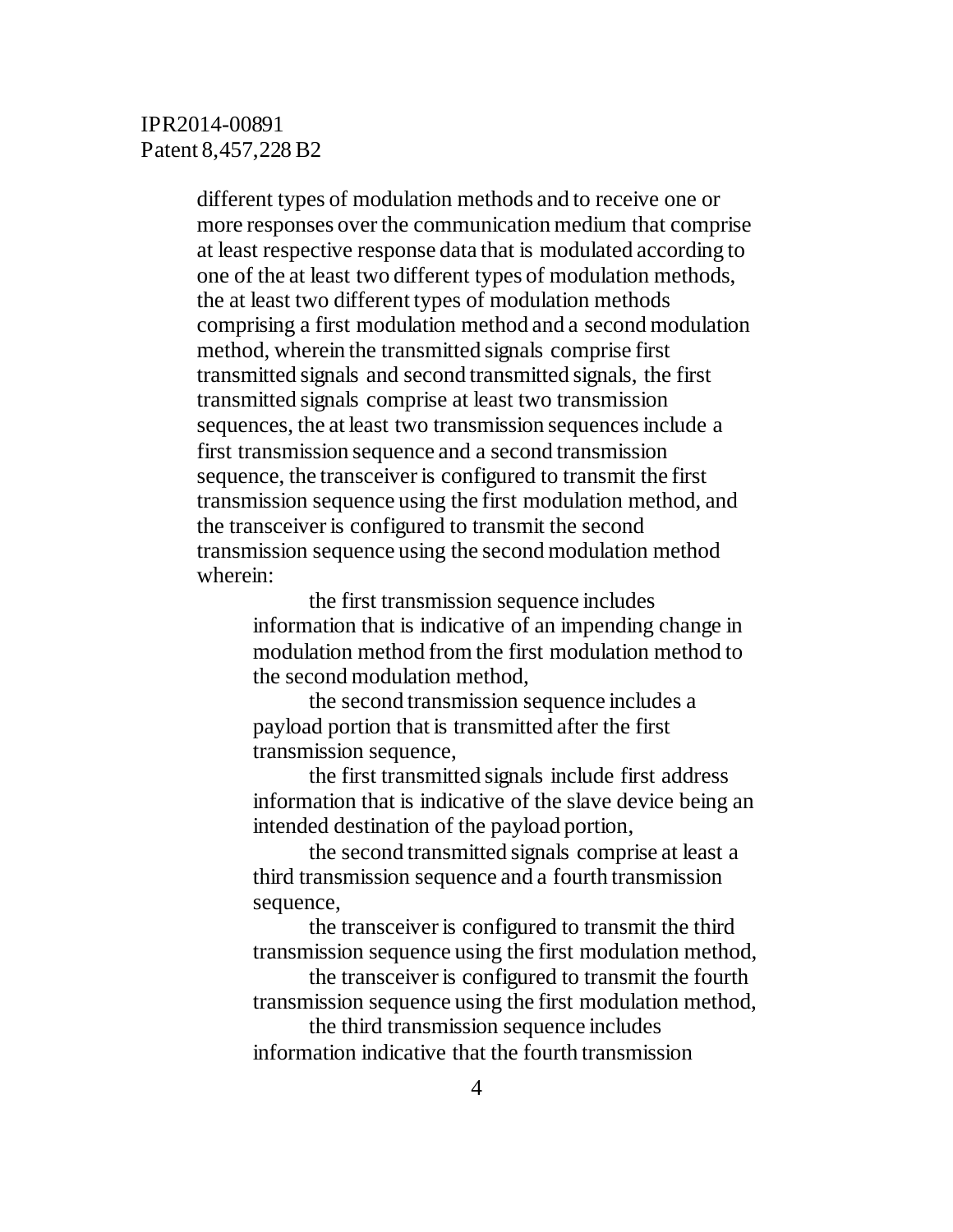different types of modulation methods and to receive one or more responses over the communication medium that comprise at least respective response data that is modulated according to one of the at least two different types of modulation methods, the at least two different types of modulation methods comprising a first modulation method and a second modulation method, wherein the transmitted signals comprise first transmitted signals and second transmitted signals, the first transmitted signals comprise at least two transmission sequences, the at least two transmission sequences include a first transmission sequence and a second transmission sequence, the transceiver is configured to transmit the first transmission sequence using the first modulation method, and the transceiver is configured to transmit the second transmission sequence using the second modulation method wherein:

> the first transmission sequence includes information that is indicative of an impending change in modulation method from the first modulation method to the second modulation method,
>
> the second transmission sequence includes a payload portion that is transmitted after the first transmission sequence,
>
> the first transmitted signals include first address information that is indicative of the slave device being an intended destination of the payload portion,
>
> the second transmitted signals comprise at least a third transmission sequence and a fourth transmission sequence,
>
> the transceiver is configured to transmit the third transmission sequence using the first modulation method,
>
> the transceiver is configured to transmit the fourth transmission sequence using the first modulation method,
>
> the third transmission sequence includes information indicative that the fourth transmission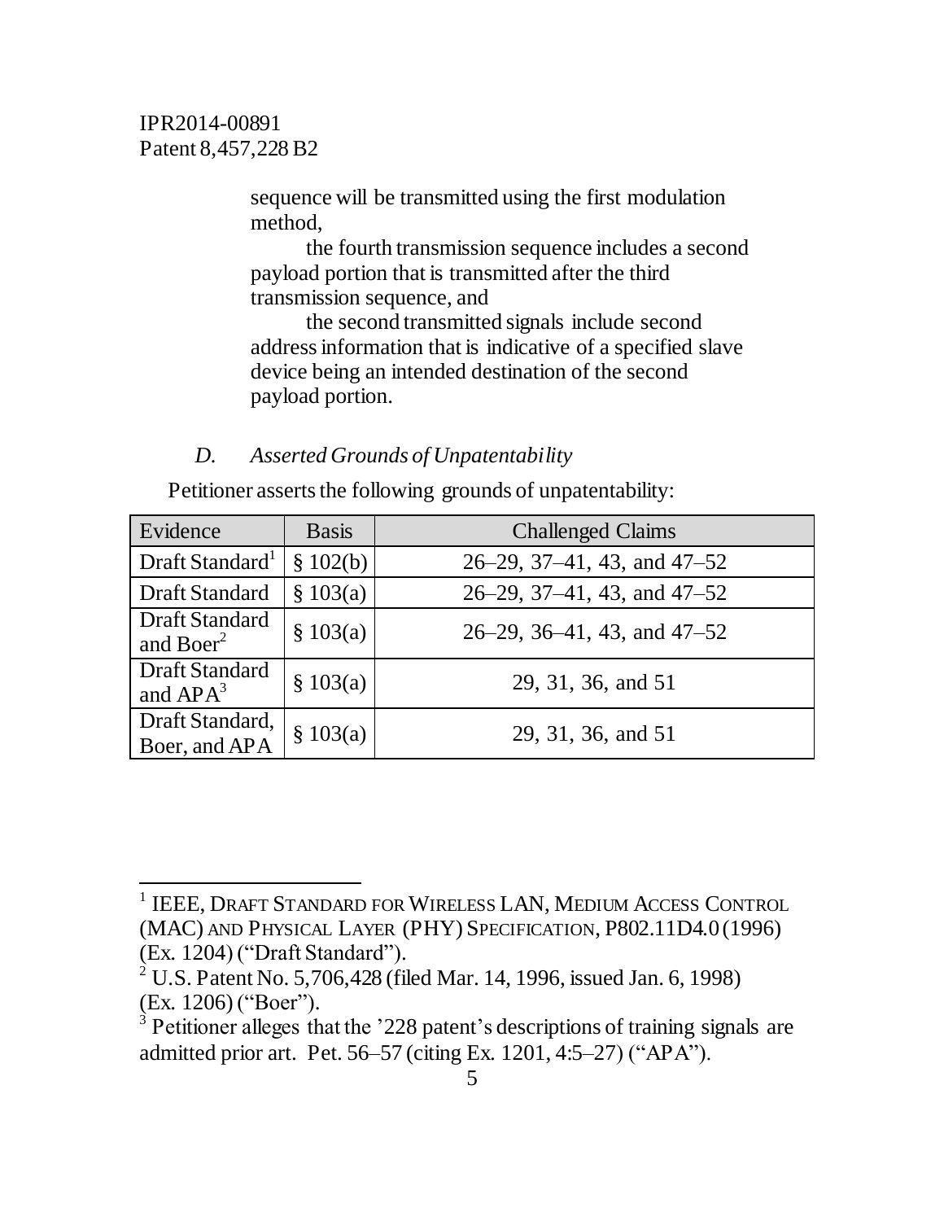sequence will be transmitted using the first modulation method,

the fourth transmission sequence includes a second payload portion that is transmitted after the third transmission sequence, and

the second transmitted signals include second address information that is indicative of a specified slave device being an intended destination of the second payload portion.

### *D. Asserted Grounds of Unpatentability*

Petitioner asserts the following grounds of unpatentability:

| Evidence | Basis | Challenged Claims |
|---|---|---|
| Draft Standard[1] | § 102(b) | 26–29, 37–41, 43, and 47–52 |
| Draft Standard | § 103(a) | 26–29, 37–41, 43, and 47–52 |
| Draft Standard and Boer[2] | § 103(a) | 26–29, 36–41, 43, and 47–52 |
| Draft Standard and APA[3] | § 103(a) | 29, 31, 36, and 51 |
| Draft Standard, Boer, and APA | § 103(a) | 29, 31, 36, and 51 |

[1] IEEE, DRAFT STANDARD FOR WIRELESS LAN, MEDIUM ACCESS CONTROL (MAC) AND PHYSICAL LAYER (PHY) SPECIFICATION, P802.11D4.0 (1996) (Ex. 1204) ("Draft Standard").

[2] U.S. Patent No. 5,706,428 (filed Mar. 14, 1996, issued Jan. 6, 1998) (Ex. 1206) ("Boer").

[3] Petitioner alleges that the '228 patent's descriptions of training signals are admitted prior art. Pet. 56–57 (citing Ex. 1201, 4:5–27) ("APA").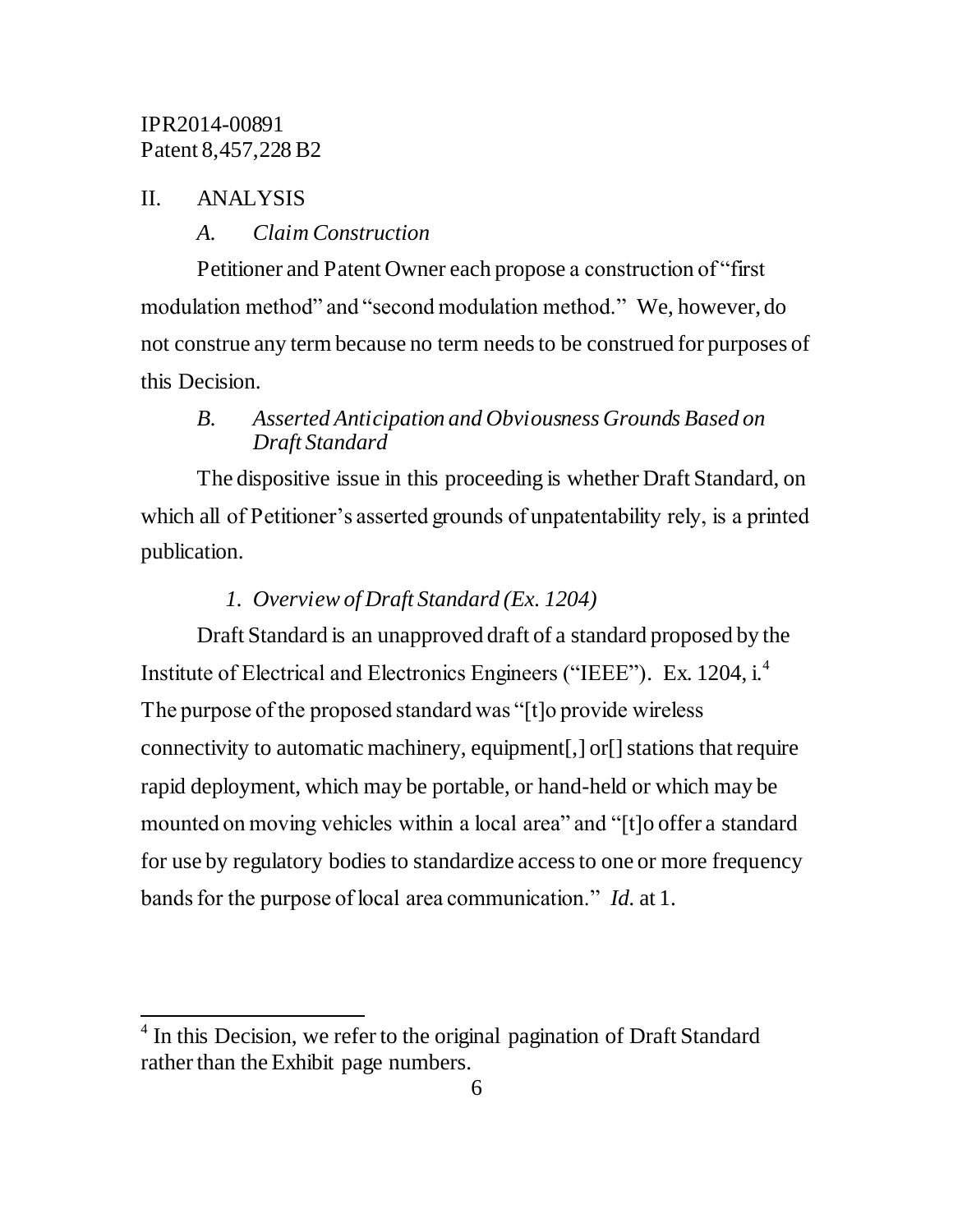## II. ANALYSIS

### *A. Claim Construction*

Petitioner and Patent Owner each propose a construction of "first modulation method" and "second modulation method." We, however, do not construe any term because no term needs to be construed for purposes of this Decision.

### *B. Asserted Anticipation and Obviousness Grounds Based on Draft Standard*

The dispositive issue in this proceeding is whether Draft Standard, on which all of Petitioner's asserted grounds of unpatentability rely, is a printed publication.

#### *1. Overview of Draft Standard (Ex. 1204)*

Draft Standard is an unapproved draft of a standard proposed by the Institute of Electrical and Electronics Engineers ("IEEE"). Ex. 1204, i.[4] The purpose of the proposed standard was "[t]o provide wireless connectivity to automatic machinery, equipment[,] or[] stations that require rapid deployment, which may be portable, or hand-held or which may be mounted on moving vehicles within a local area" and "[t]o offer a standard for use by regulatory bodies to standardize access to one or more frequency bands for the purpose of local area communication." *Id.* at 1.

---

[4] In this Decision, we refer to the original pagination of Draft Standard rather than the Exhibit page numbers.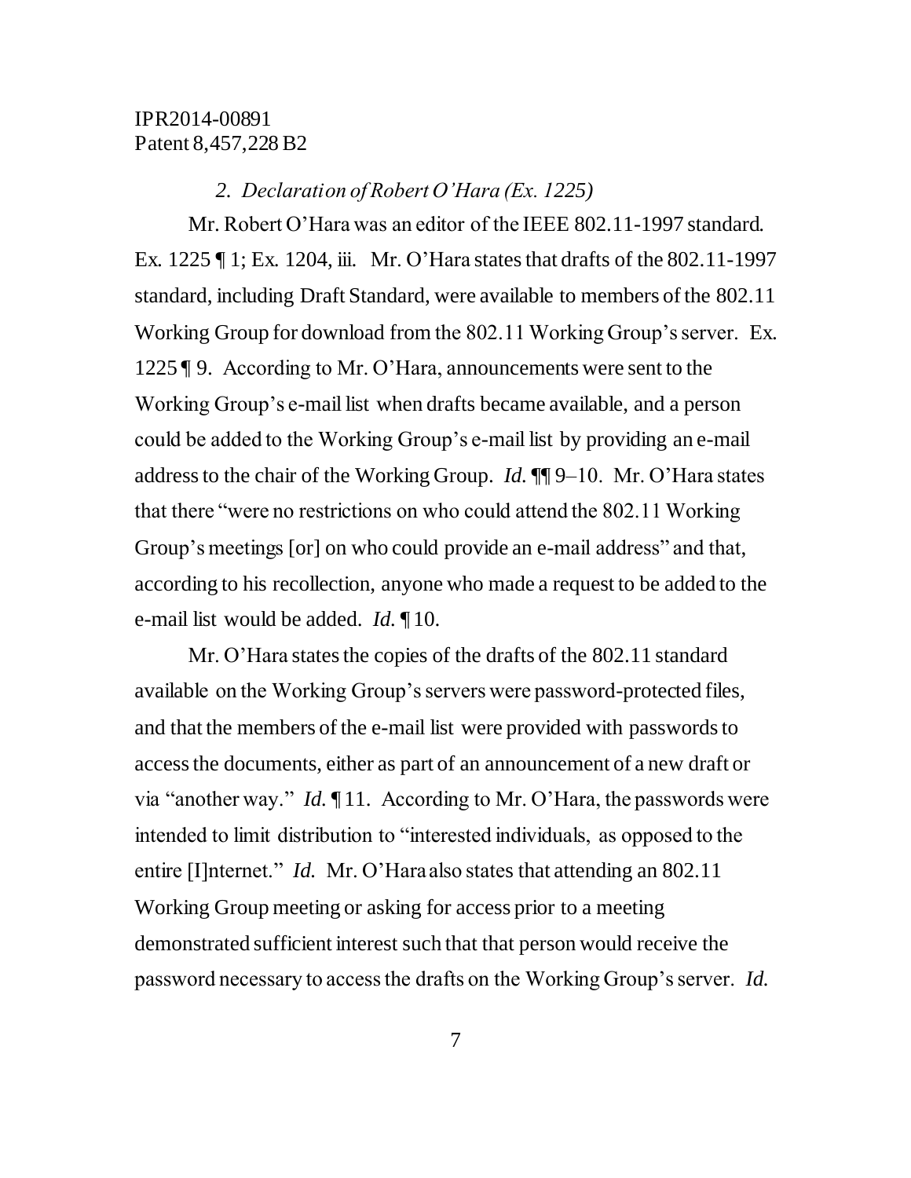*2. Declaration of Robert O'Hara (Ex. 1225)*

Mr. Robert O'Hara was an editor of the IEEE 802.11-1997 standard. Ex. 1225 ¶ 1; Ex. 1204, iii. Mr. O'Hara states that drafts of the 802.11-1997 standard, including Draft Standard, were available to members of the 802.11 Working Group for download from the 802.11 Working Group's server. Ex. 1225 ¶ 9. According to Mr. O'Hara, announcements were sent to the Working Group's e-mail list when drafts became available, and a person could be added to the Working Group's e-mail list by providing an e-mail address to the chair of the Working Group. *Id.* ¶¶ 9–10. Mr. O'Hara states that there "were no restrictions on who could attend the 802.11 Working Group's meetings [or] on who could provide an e-mail address" and that, according to his recollection, anyone who made a request to be added to the e-mail list would be added. *Id.* ¶ 10.

Mr. O'Hara states the copies of the drafts of the 802.11 standard available on the Working Group's servers were password-protected files, and that the members of the e-mail list were provided with passwords to access the documents, either as part of an announcement of a new draft or via "another way." *Id.* ¶ 11. According to Mr. O'Hara, the passwords were intended to limit distribution to "interested individuals, as opposed to the entire [I]nternet." *Id.* Mr. O'Hara also states that attending an 802.11 Working Group meeting or asking for access prior to a meeting demonstrated sufficient interest such that that person would receive the password necessary to access the drafts on the Working Group's server. *Id.*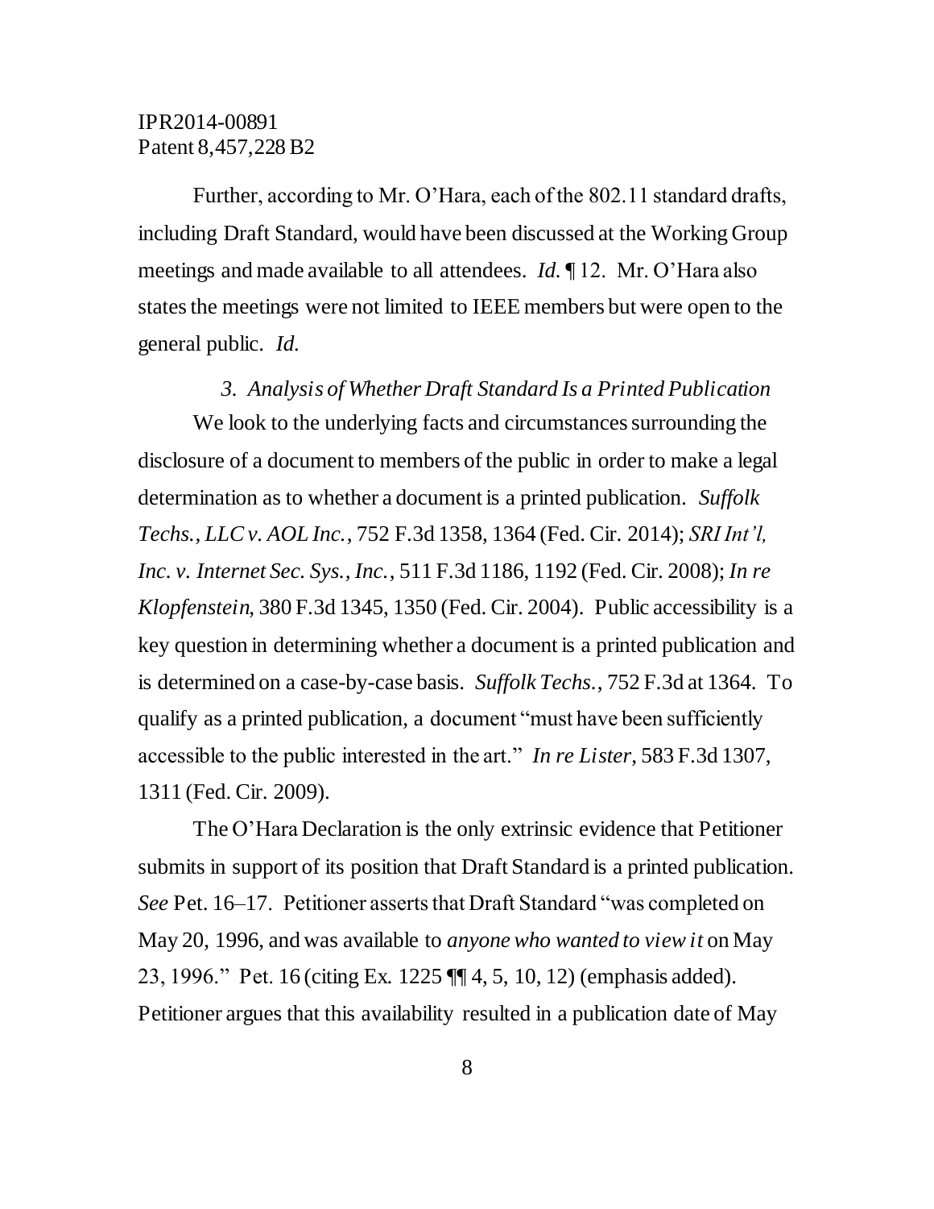Further, according to Mr. O'Hara, each of the 802.11 standard drafts, including Draft Standard, would have been discussed at the Working Group meetings and made available to all attendees. *Id.* ¶ 12. Mr. O'Hara also states the meetings were not limited to IEEE members but were open to the general public. *Id.*

### *3. Analysis of Whether Draft Standard Is a Printed Publication*

We look to the underlying facts and circumstances surrounding the disclosure of a document to members of the public in order to make a legal determination as to whether a document is a printed publication. *Suffolk Techs., LLC v. AOL Inc.*, 752 F.3d 1358, 1364 (Fed. Cir. 2014); *SRI Int'l, Inc. v. Internet Sec. Sys., Inc.*, 511 F.3d 1186, 1192 (Fed. Cir. 2008); *In re Klopfenstein*, 380 F.3d 1345, 1350 (Fed. Cir. 2004). Public accessibility is a key question in determining whether a document is a printed publication and is determined on a case-by-case basis. *Suffolk Techs.*, 752 F.3d at 1364. To qualify as a printed publication, a document "must have been sufficiently accessible to the public interested in the art." *In re Lister*, 583 F.3d 1307, 1311 (Fed. Cir. 2009).

The O'Hara Declaration is the only extrinsic evidence that Petitioner submits in support of its position that Draft Standard is a printed publication. *See* Pet. 16–17. Petitioner asserts that Draft Standard "was completed on May 20, 1996, and was available to *anyone who wanted to view it* on May 23, 1996." Pet. 16 (citing Ex. 1225 ¶¶ 4, 5, 10, 12) (emphasis added). Petitioner argues that this availability resulted in a publication date of May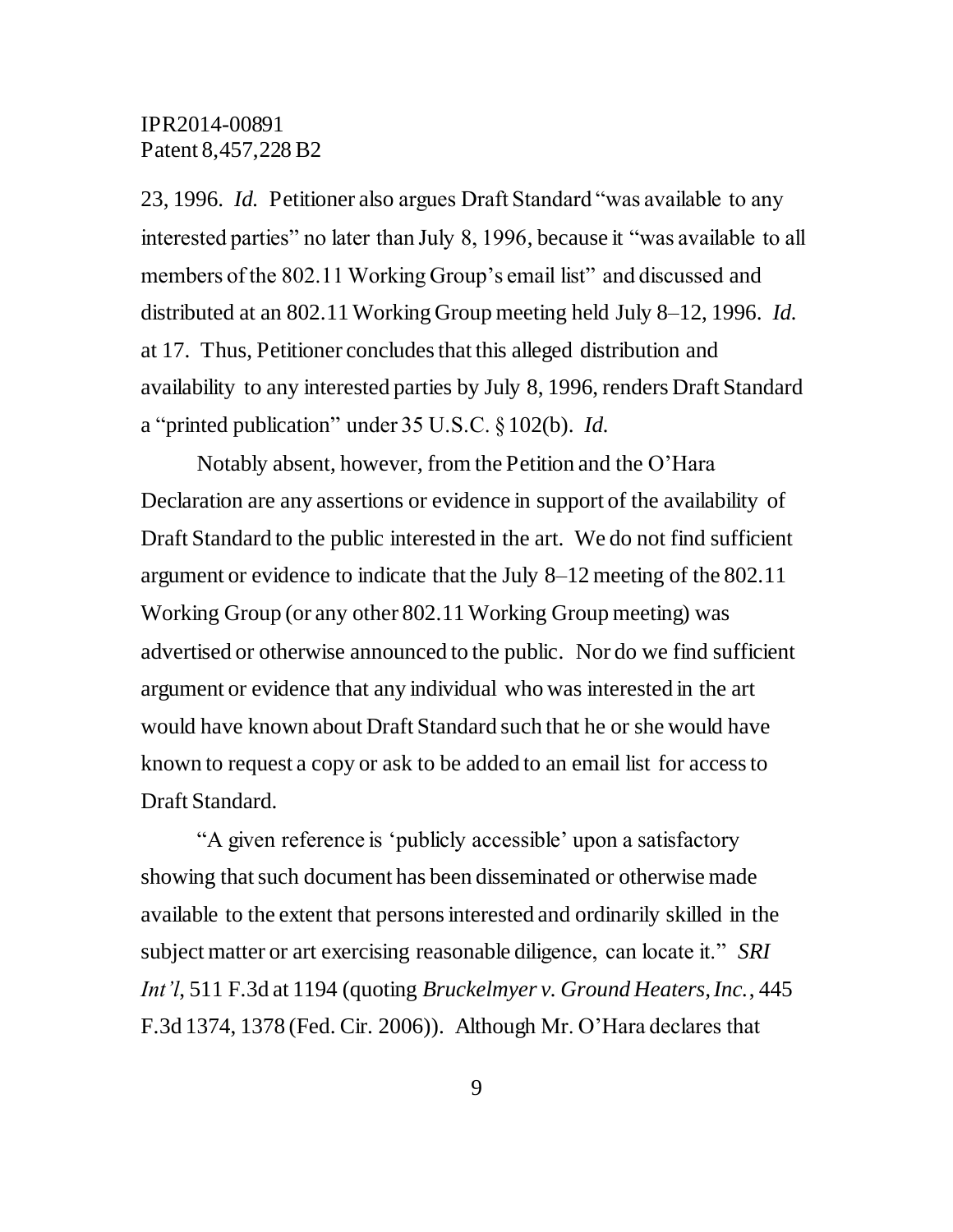23, 1996. *Id.* Petitioner also argues Draft Standard "was available to any interested parties" no later than July 8, 1996, because it "was available to all members of the 802.11 Working Group's email list" and discussed and distributed at an 802.11 Working Group meeting held July 8–12, 1996. *Id.* at 17. Thus, Petitioner concludes that this alleged distribution and availability to any interested parties by July 8, 1996, renders Draft Standard a "printed publication" under 35 U.S.C. § 102(b). *Id.*

Notably absent, however, from the Petition and the O'Hara Declaration are any assertions or evidence in support of the availability of Draft Standard to the public interested in the art. We do not find sufficient argument or evidence to indicate that the July 8–12 meeting of the 802.11 Working Group (or any other 802.11 Working Group meeting) was advertised or otherwise announced to the public. Nor do we find sufficient argument or evidence that any individual who was interested in the art would have known about Draft Standard such that he or she would have known to request a copy or ask to be added to an email list for access to Draft Standard.

"A given reference is 'publicly accessible' upon a satisfactory showing that such document has been disseminated or otherwise made available to the extent that persons interested and ordinarily skilled in the subject matter or art exercising reasonable diligence, can locate it." *SRI Int'l*, 511 F.3d at 1194 (quoting *Bruckelmyer v. Ground Heaters, Inc.*, 445 F.3d 1374, 1378 (Fed. Cir. 2006)). Although Mr. O'Hara declares that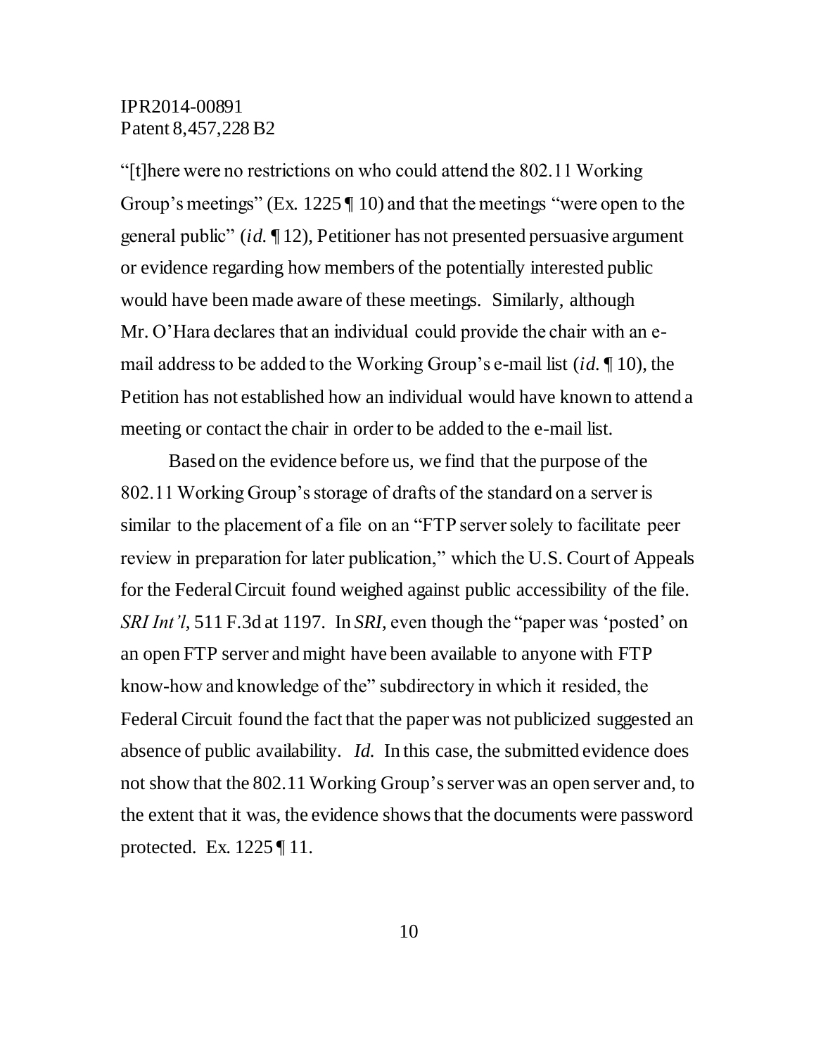"[t]here were no restrictions on who could attend the 802.11 Working Group's meetings" (Ex. 1225 ¶ 10) and that the meetings "were open to the general public" (*id.* ¶ 12), Petitioner has not presented persuasive argument or evidence regarding how members of the potentially interested public would have been made aware of these meetings. Similarly, although Mr. O'Hara declares that an individual could provide the chair with an e-mail address to be added to the Working Group's e-mail list (*id.* ¶ 10), the Petition has not established how an individual would have known to attend a meeting or contact the chair in order to be added to the e-mail list.

Based on the evidence before us, we find that the purpose of the 802.11 Working Group's storage of drafts of the standard on a server is similar to the placement of a file on an "FTP server solely to facilitate peer review in preparation for later publication," which the U.S. Court of Appeals for the Federal Circuit found weighed against public accessibility of the file. *SRI Int'l*, 511 F.3d at 1197. In *SRI*, even though the "paper was 'posted' on an open FTP server and might have been available to anyone with FTP know-how and knowledge of the" subdirectory in which it resided, the Federal Circuit found the fact that the paper was not publicized suggested an absence of public availability. *Id.* In this case, the submitted evidence does not show that the 802.11 Working Group's server was an open server and, to the extent that it was, the evidence shows that the documents were password protected. Ex. 1225 ¶ 11.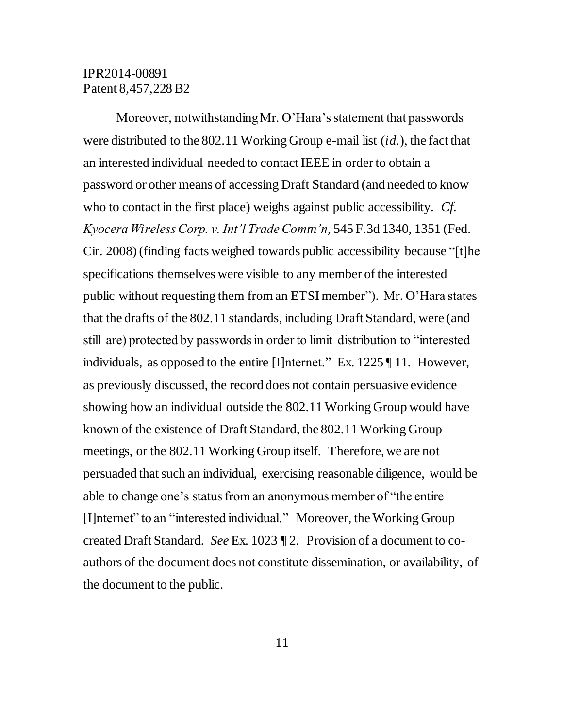Moreover, notwithstanding Mr. O'Hara's statement that passwords were distributed to the 802.11 Working Group e-mail list (*id.*), the fact that an interested individual needed to contact IEEE in order to obtain a password or other means of accessing Draft Standard (and needed to know who to contact in the first place) weighs against public accessibility. *Cf. Kyocera Wireless Corp. v. Int'l Trade Comm'n*, 545 F.3d 1340, 1351 (Fed. Cir. 2008) (finding facts weighed towards public accessibility because "[t]he specifications themselves were visible to any member of the interested public without requesting them from an ETSI member"). Mr. O'Hara states that the drafts of the 802.11 standards, including Draft Standard, were (and still are) protected by passwords in order to limit distribution to "interested individuals, as opposed to the entire [I]nternet." Ex. 1225 ¶ 11. However, as previously discussed, the record does not contain persuasive evidence showing how an individual outside the 802.11 Working Group would have known of the existence of Draft Standard, the 802.11 Working Group meetings, or the 802.11 Working Group itself. Therefore, we are not persuaded that such an individual, exercising reasonable diligence, would be able to change one's status from an anonymous member of "the entire [I]nternet" to an "interested individual." Moreover, the Working Group created Draft Standard. *See* Ex. 1023 ¶ 2. Provision of a document to co-authors of the document does not constitute dissemination, or availability, of the document to the public.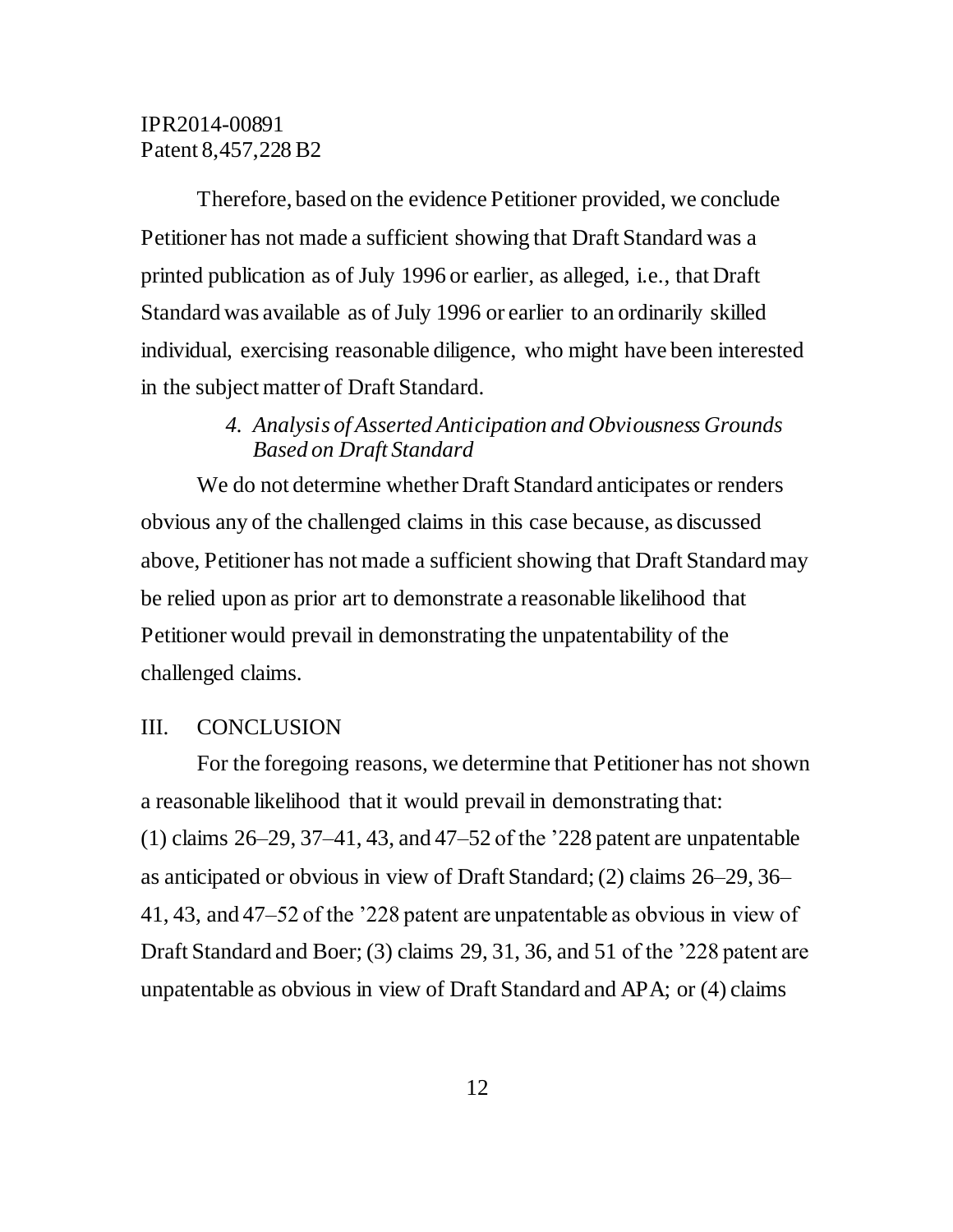Therefore, based on the evidence Petitioner provided, we conclude Petitioner has not made a sufficient showing that Draft Standard was a printed publication as of July 1996 or earlier, as alleged, i.e., that Draft Standard was available as of July 1996 or earlier to an ordinarily skilled individual, exercising reasonable diligence, who might have been interested in the subject matter of Draft Standard.

#### *4. Analysis of Asserted Anticipation and Obviousness Grounds Based on Draft Standard*

We do not determine whether Draft Standard anticipates or renders obvious any of the challenged claims in this case because, as discussed above, Petitioner has not made a sufficient showing that Draft Standard may be relied upon as prior art to demonstrate a reasonable likelihood that Petitioner would prevail in demonstrating the unpatentability of the challenged claims.

## III. CONCLUSION

For the foregoing reasons, we determine that Petitioner has not shown a reasonable likelihood that it would prevail in demonstrating that: (1) claims 26–29, 37–41, 43, and 47–52 of the '228 patent are unpatentable as anticipated or obvious in view of Draft Standard; (2) claims 26–29, 36–41, 43, and 47–52 of the '228 patent are unpatentable as obvious in view of Draft Standard and Boer; (3) claims 29, 31, 36, and 51 of the '228 patent are unpatentable as obvious in view of Draft Standard and APA; or (4) claims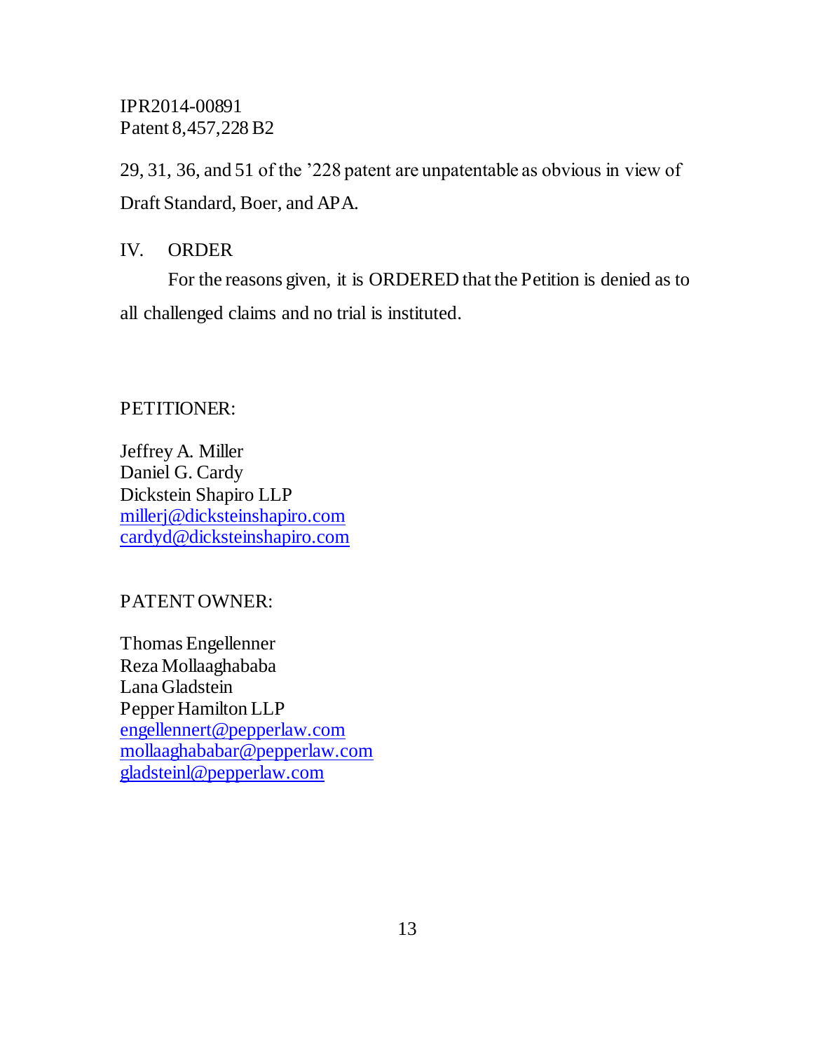29, 31, 36, and 51 of the '228 patent are unpatentable as obvious in view of Draft Standard, Boer, and APA.

## IV. ORDER

For the reasons given, it is ORDERED that the Petition is denied as to all challenged claims and no trial is instituted.

PETITIONER:

Jeffrey A. Miller
Daniel G. Cardy
Dickstein Shapiro LLP
millerj@dicksteinshapiro.com
cardyd@dicksteinshapiro.com

PATENT OWNER:

Thomas Engellenner
Reza Mollaaghababa
Lana Gladstein
Pepper Hamilton LLP
engellennert@pepperlaw.com
mollaaghababar@pepperlaw.com
gladsteinl@pepperlaw.com